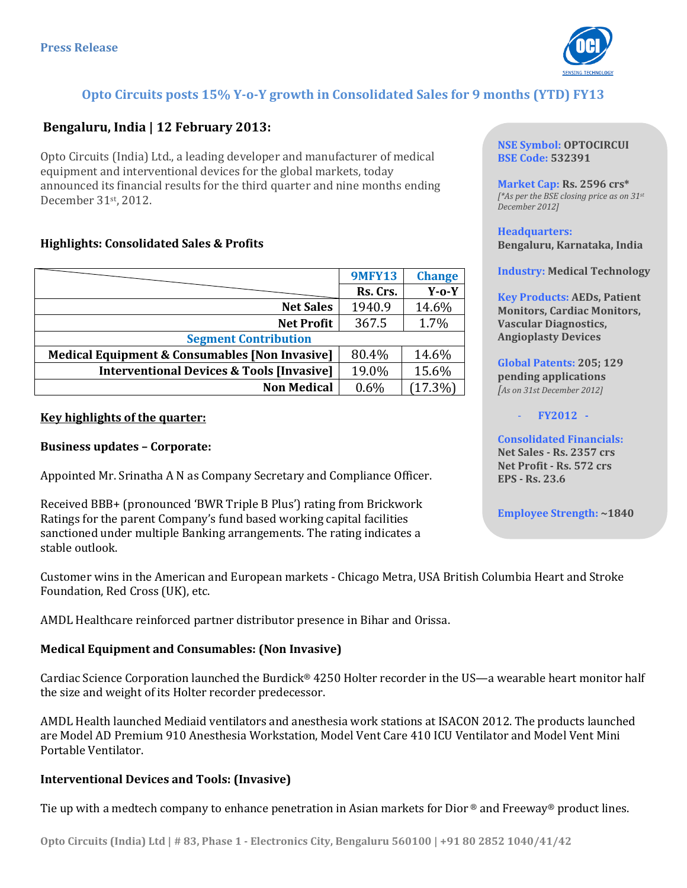Press Release

## Opto Circuits posts 15% Y-o-Y growth in Consolidated Sales for 9 months (YTD) FY13

### Bengaluru, India | 12 February 2013:

Opto Circuits (India) Ltd., a leading developer and manufacturer of medical equipment and interventional devices for the global markets, today announced its financial results for the third quarter and nine months ending December 31st, 2012.

**NSE Symbol:** OPTOCIRCUI
**BSE Code:** 532391

**Market Cap:** Rs. 2596 crs*
*[*As per the BSE closing price as on 31st December 2012]*

**Headquarters:** Bengaluru, Karnataka, India

**Industry:** Medical Technology

**Key Products:** AEDs, Patient Monitors, Cardiac Monitors, Vascular Diagnostics, Angioplasty Devices

**Global Patents:** 205; 129 pending applications
*[As on 31st December 2012]*

**- FY2012 -**

**Consolidated Financials:**
Net Sales - Rs. 2357 crs
Net Profit - Rs. 572 crs
EPS - Rs. 23.6

**Employee Strength:** ~1840

### Highlights: Consolidated Sales & Profits

| | 9MFY13 | Change |
|---|---|---|
| | Rs. Crs. | Y-o-Y |
| **Net Sales** | 1940.9 | 14.6% |
| **Net Profit** | 367.5 | 1.7% |
| **Segment Contribution** | | |
| **Medical Equipment & Consumables [Non Invasive]** | 80.4% | 14.6% |
| **Interventional Devices & Tools [Invasive]** | 19.0% | 15.6% |
| **Non Medical** | 0.6% | (17.3%) |

### Key highlights of the quarter:

**Business updates – Corporate:**

Appointed Mr. Srinatha A N as Company Secretary and Compliance Officer.

Received BBB+ (pronounced 'BWR Triple B Plus') rating from Brickwork Ratings for the parent Company's fund based working capital facilities sanctioned under multiple Banking arrangements. The rating indicates a stable outlook.

Customer wins in the American and European markets - Chicago Metra, USA British Columbia Heart and Stroke Foundation, Red Cross (UK), etc.

AMDL Healthcare reinforced partner distributor presence in Bihar and Orissa.

**Medical Equipment and Consumables: (Non Invasive)**

Cardiac Science Corporation launched the Burdick® 4250 Holter recorder in the US—a wearable heart monitor half the size and weight of its Holter recorder predecessor.

AMDL Health launched Mediaid ventilators and anesthesia work stations at ISACON 2012. The products launched are Model AD Premium 910 Anesthesia Workstation, Model Vent Care 410 ICU Ventilator and Model Vent Mini Portable Ventilator.

**Interventional Devices and Tools: (Invasive)**

Tie up with a medtech company to enhance penetration in Asian markets for Dior ® and Freeway® product lines.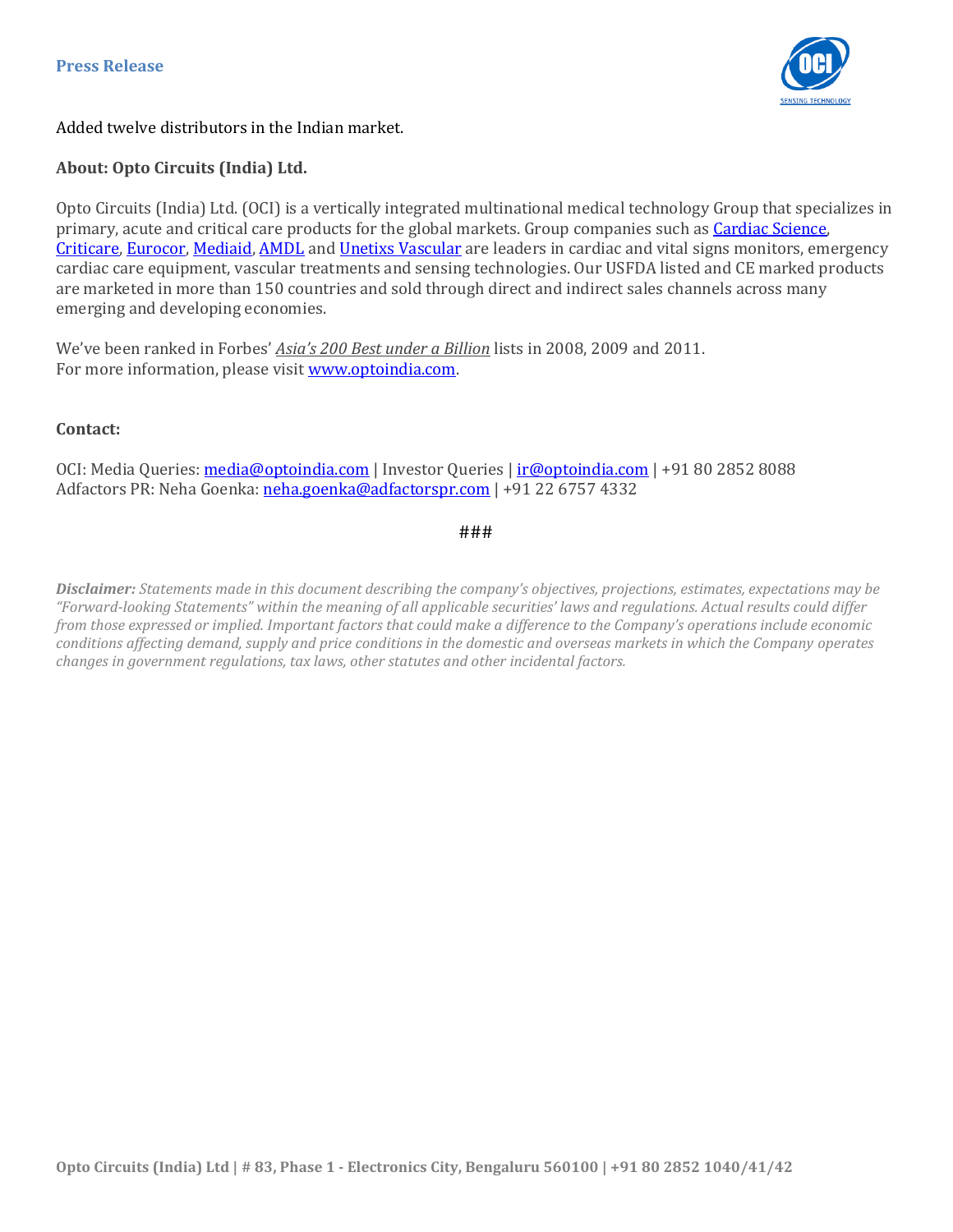Added twelve distributors in the Indian market.

**About: Opto Circuits (India) Ltd.**

Opto Circuits (India) Ltd. (OCI) is a vertically integrated multinational medical technology Group that specializes in primary, acute and critical care products for the global markets. Group companies such as Cardiac Science, Criticare, Eurocor, Mediaid, AMDL and Unetixs Vascular are leaders in cardiac and vital signs monitors, emergency cardiac care equipment, vascular treatments and sensing technologies. Our USFDA listed and CE marked products are marketed in more than 150 countries and sold through direct and indirect sales channels across many emerging and developing economies.

We've been ranked in Forbes' *Asia's 200 Best under a Billion* lists in 2008, 2009 and 2011.
For more information, please visit www.optoindia.com.

**Contact:**

OCI: Media Queries: media@optoindia.com | Investor Queries | ir@optoindia.com | +91 80 2852 8088
Adfactors PR: Neha Goenka: neha.goenka@adfactorspr.com | +91 22 6757 4332

###

***Disclaimer:*** *Statements made in this document describing the company's objectives, projections, estimates, expectations may be "Forward-looking Statements" within the meaning of all applicable securities' laws and regulations. Actual results could differ from those expressed or implied. Important factors that could make a difference to the Company's operations include economic conditions affecting demand, supply and price conditions in the domestic and overseas markets in which the Company operates changes in government regulations, tax laws, other statutes and other incidental factors.*